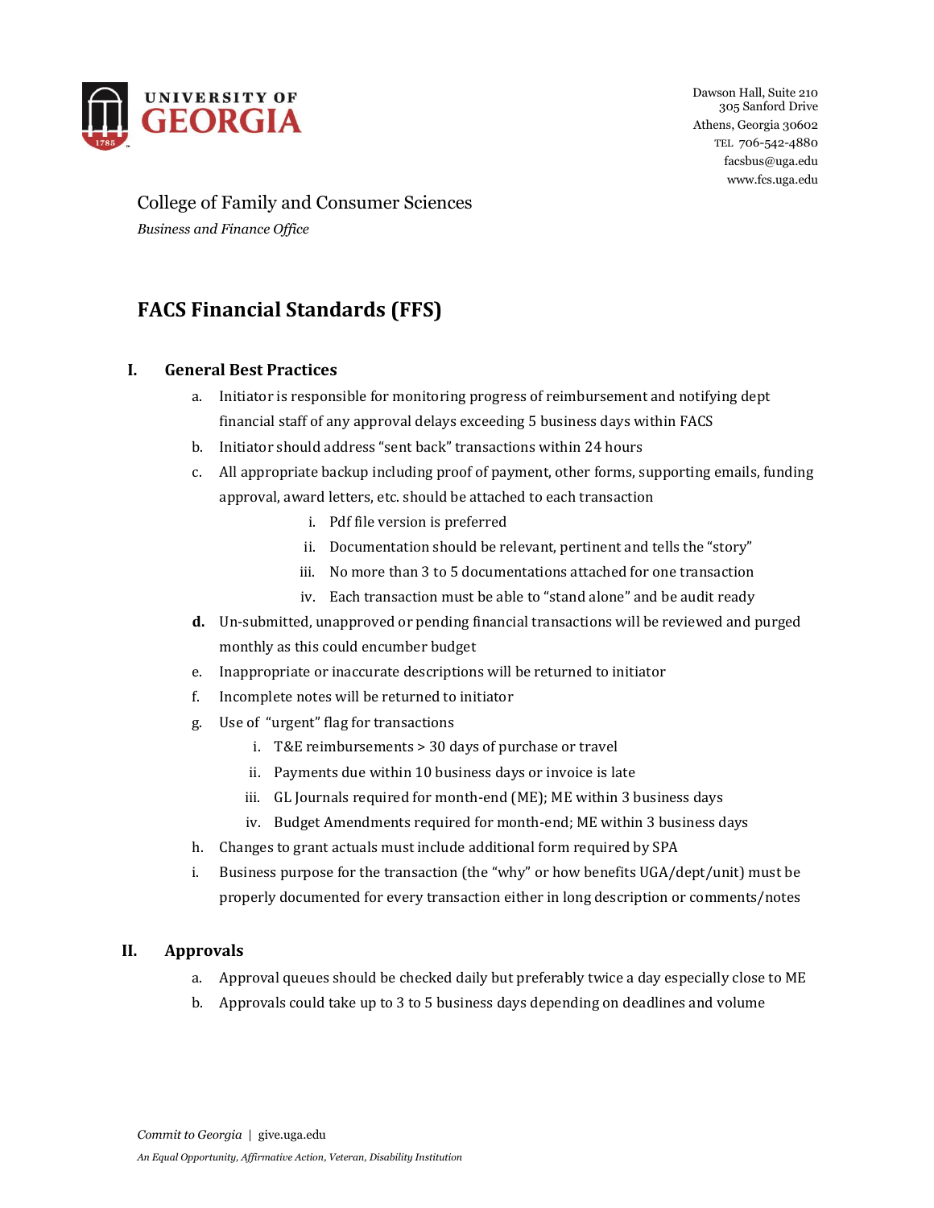UNIVERSITY OF GEORGIA

Dawson Hall, Suite 210
305 Sanford Drive
Athens, Georgia 30602
TEL 706-542-4880
facsbus@uga.edu
www.fcs.uga.edu

College of Family and Consumer Sciences
*Business and Finance Office*

# FACS Financial Standards (FFS)

## I. General Best Practices

a. Initiator is responsible for monitoring progress of reimbursement and notifying dept financial staff of any approval delays exceeding 5 business days within FACS

b. Initiator should address "sent back" transactions within 24 hours

c. All appropriate backup including proof of payment, other forms, supporting emails, funding approval, award letters, etc. should be attached to each transaction

   i. Pdf file version is preferred
   ii. Documentation should be relevant, pertinent and tells the "story"
   iii. No more than 3 to 5 documentations attached for one transaction
   iv. Each transaction must be able to "stand alone" and be audit ready

**d.** Un-submitted, unapproved or pending financial transactions will be reviewed and purged monthly as this could encumber budget

e. Inappropriate or inaccurate descriptions will be returned to initiator

f. Incomplete notes will be returned to initiator

g. Use of "urgent" flag for transactions

   i. T&E reimbursements > 30 days of purchase or travel
   ii. Payments due within 10 business days or invoice is late
   iii. GL Journals required for month-end (ME); ME within 3 business days
   iv. Budget Amendments required for month-end; ME within 3 business days

h. Changes to grant actuals must include additional form required by SPA

i. Business purpose for the transaction (the "why" or how benefits UGA/dept/unit) must be properly documented for every transaction either in long description or comments/notes

## II. Approvals

a. Approval queues should be checked daily but preferably twice a day especially close to ME

b. Approvals could take up to 3 to 5 business days depending on deadlines and volume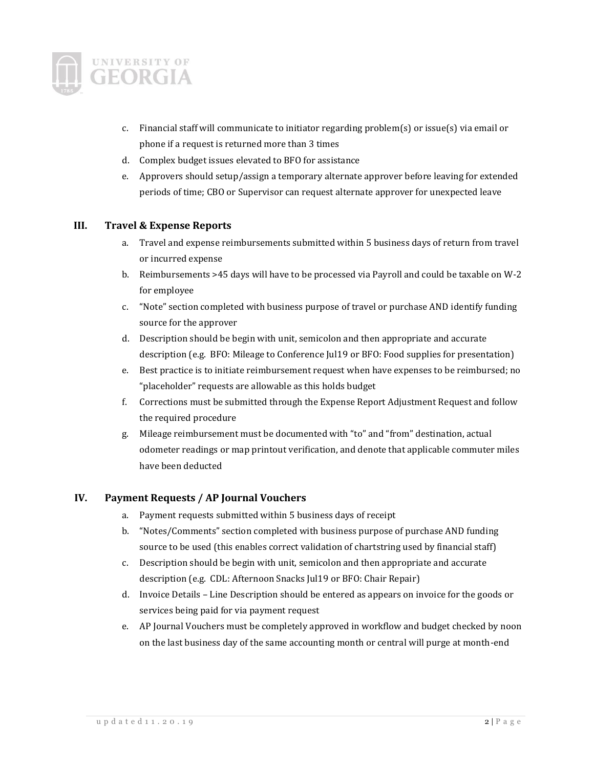c. Financial staff will communicate to initiator regarding problem(s) or issue(s) via email or phone if a request is returned more than 3 times
d. Complex budget issues elevated to BFO for assistance
e. Approvers should setup/assign a temporary alternate approver before leaving for extended periods of time; CBO or Supervisor can request alternate approver for unexpected leave

## III. Travel & Expense Reports

a. Travel and expense reimbursements submitted within 5 business days of return from travel or incurred expense
b. Reimbursements >45 days will have to be processed via Payroll and could be taxable on W-2 for employee
c. "Note" section completed with business purpose of travel or purchase AND identify funding source for the approver
d. Description should be begin with unit, semicolon and then appropriate and accurate description (e.g. BFO: Mileage to Conference Jul19 or BFO: Food supplies for presentation)
e. Best practice is to initiate reimbursement request when have expenses to be reimbursed; no "placeholder" requests are allowable as this holds budget
f. Corrections must be submitted through the Expense Report Adjustment Request and follow the required procedure
g. Mileage reimbursement must be documented with "to" and "from" destination, actual odometer readings or map printout verification, and denote that applicable commuter miles have been deducted

## IV. Payment Requests / AP Journal Vouchers

a. Payment requests submitted within 5 business days of receipt
b. "Notes/Comments" section completed with business purpose of purchase AND funding source to be used (this enables correct validation of chartstring used by financial staff)
c. Description should be begin with unit, semicolon and then appropriate and accurate description (e.g. CDL: Afternoon Snacks Jul19 or BFO: Chair Repair)
d. Invoice Details – Line Description should be entered as appears on invoice for the goods or services being paid for via payment request
e. AP Journal Vouchers must be completely approved in workflow and budget checked by noon on the last business day of the same accounting month or central will purge at month-end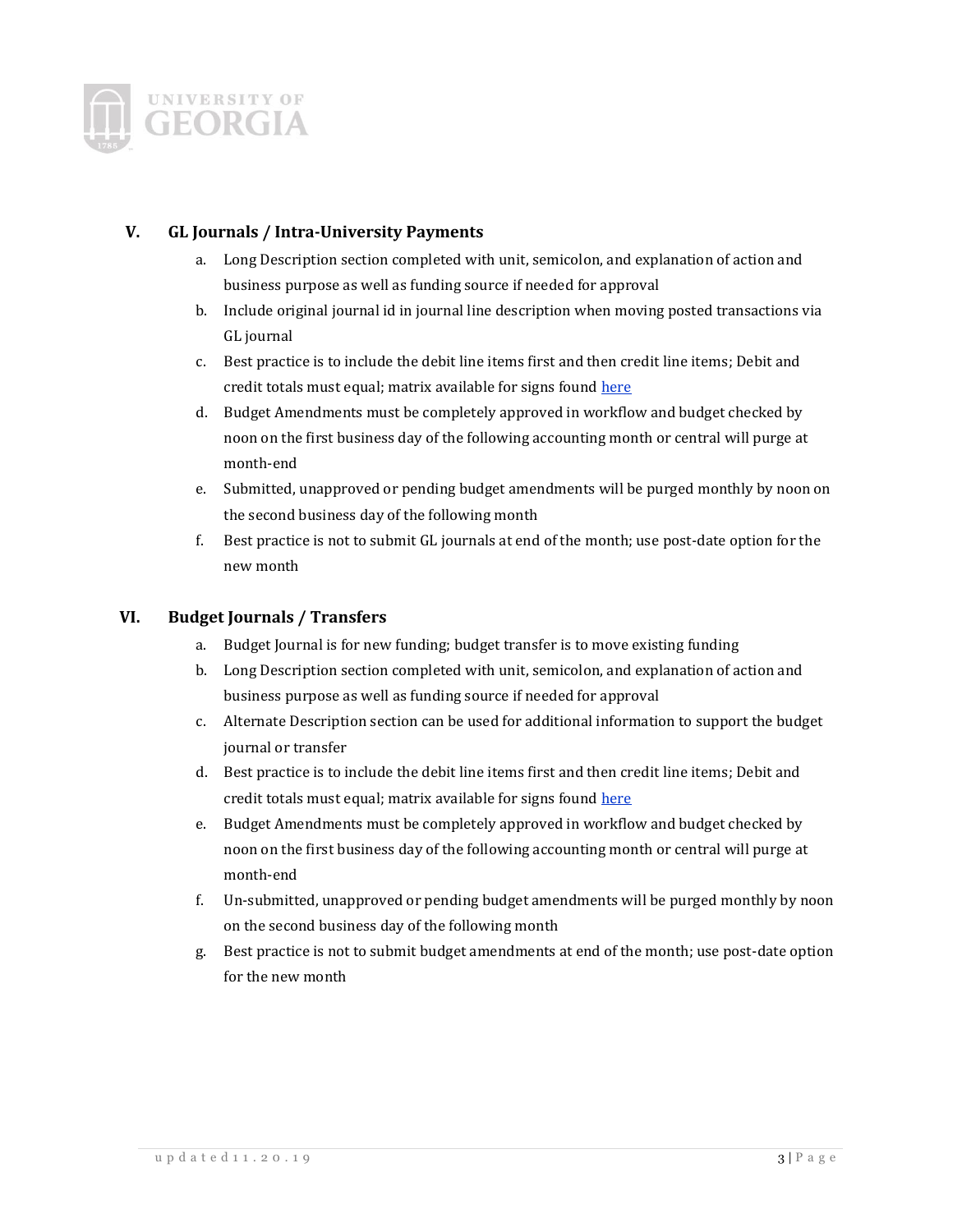## V. GL Journals / Intra-University Payments

a. Long Description section completed with unit, semicolon, and explanation of action and business purpose as well as funding source if needed for approval
b. Include original journal id in journal line description when moving posted transactions via GL journal
c. Best practice is to include the debit line items first and then credit line items; Debit and credit totals must equal; matrix available for signs found here
d. Budget Amendments must be completely approved in workflow and budget checked by noon on the first business day of the following accounting month or central will purge at month-end
e. Submitted, unapproved or pending budget amendments will be purged monthly by noon on the second business day of the following month
f. Best practice is not to submit GL journals at end of the month; use post-date option for the new month

## VI. Budget Journals / Transfers

a. Budget Journal is for new funding; budget transfer is to move existing funding
b. Long Description section completed with unit, semicolon, and explanation of action and business purpose as well as funding source if needed for approval
c. Alternate Description section can be used for additional information to support the budget journal or transfer
d. Best practice is to include the debit line items first and then credit line items; Debit and credit totals must equal; matrix available for signs found here
e. Budget Amendments must be completely approved in workflow and budget checked by noon on the first business day of the following accounting month or central will purge at month-end
f. Un-submitted, unapproved or pending budget amendments will be purged monthly by noon on the second business day of the following month
g. Best practice is not to submit budget amendments at end of the month; use post-date option for the new month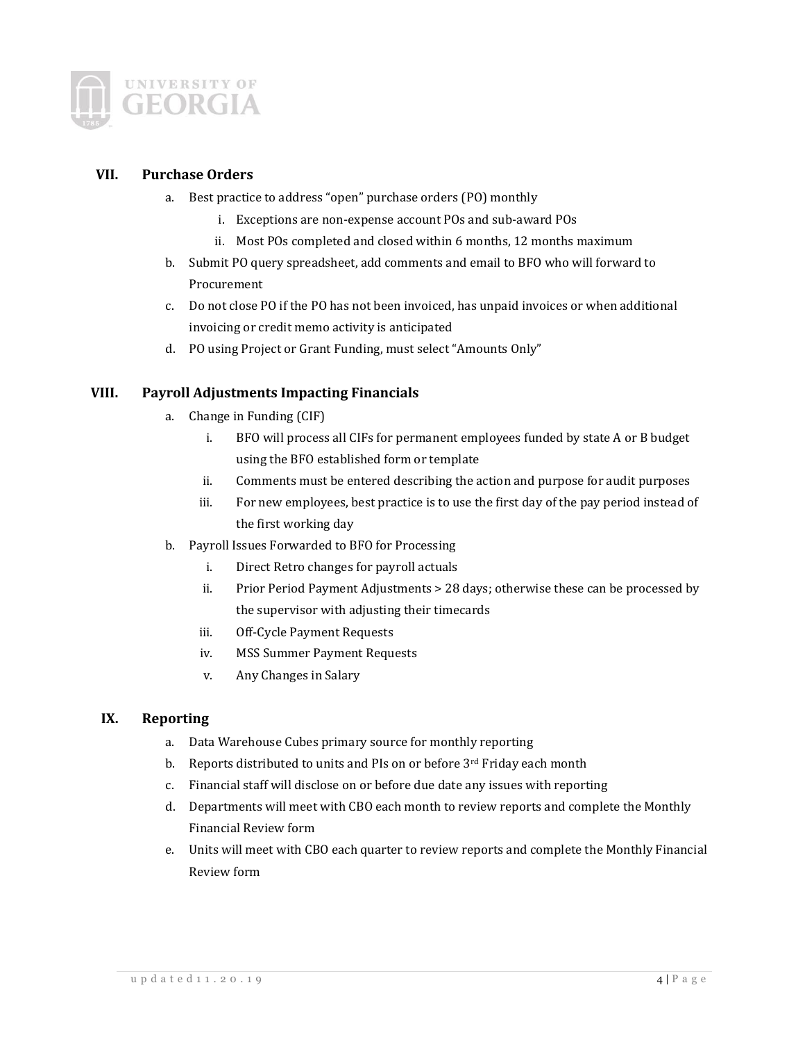## VII. Purchase Orders

a. Best practice to address "open" purchase orders (PO) monthly
   i. Exceptions are non-expense account POs and sub-award POs
   ii. Most POs completed and closed within 6 months, 12 months maximum
b. Submit PO query spreadsheet, add comments and email to BFO who will forward to Procurement
c. Do not close PO if the PO has not been invoiced, has unpaid invoices or when additional invoicing or credit memo activity is anticipated
d. PO using Project or Grant Funding, must select "Amounts Only"

## VIII. Payroll Adjustments Impacting Financials

a. Change in Funding (CIF)
   i. BFO will process all CIFs for permanent employees funded by state A or B budget using the BFO established form or template
   ii. Comments must be entered describing the action and purpose for audit purposes
   iii. For new employees, best practice is to use the first day of the pay period instead of the first working day
b. Payroll Issues Forwarded to BFO for Processing
   i. Direct Retro changes for payroll actuals
   ii. Prior Period Payment Adjustments > 28 days; otherwise these can be processed by the supervisor with adjusting their timecards
   iii. Off-Cycle Payment Requests
   iv. MSS Summer Payment Requests
   v. Any Changes in Salary

## IX. Reporting

a. Data Warehouse Cubes primary source for monthly reporting
b. Reports distributed to units and PIs on or before 3rd Friday each month
c. Financial staff will disclose on or before due date any issues with reporting
d. Departments will meet with CBO each month to review reports and complete the Monthly Financial Review form
e. Units will meet with CBO each quarter to review reports and complete the Monthly Financial Review form